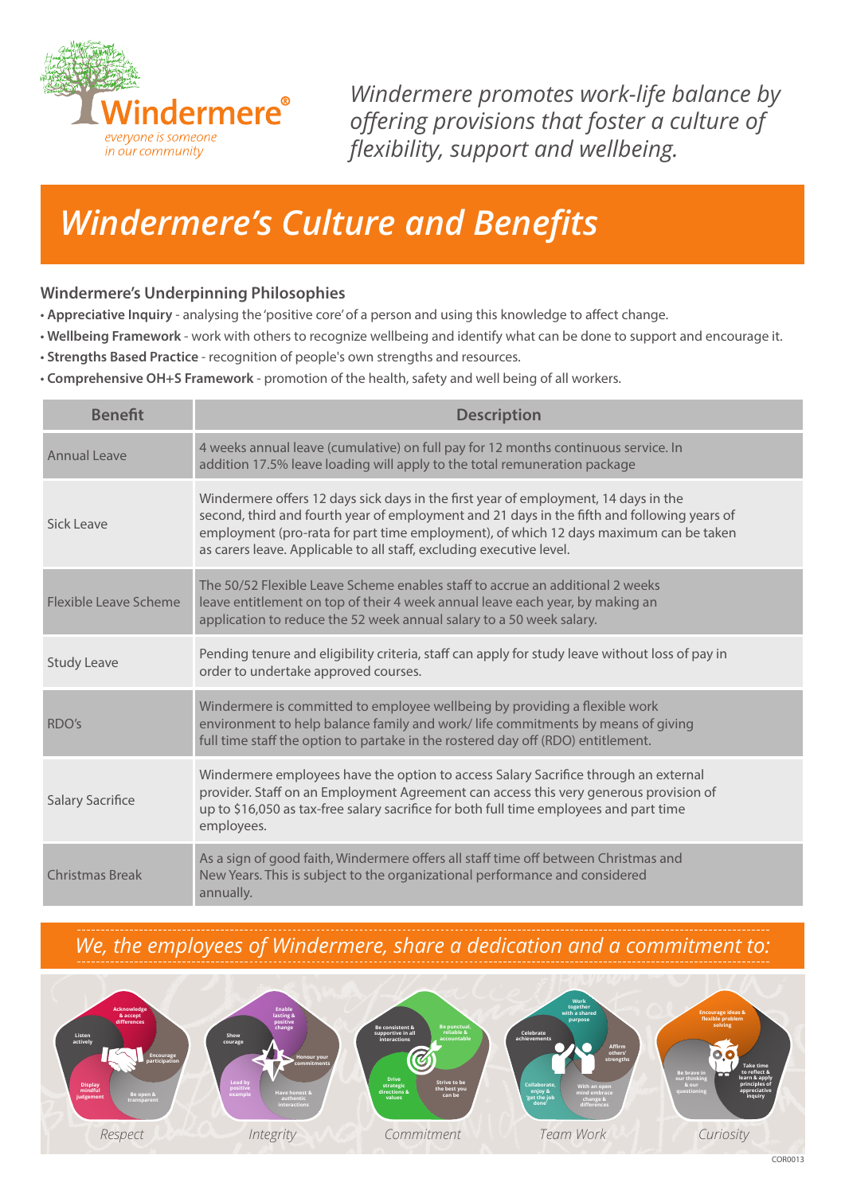Windermere®

*everyone is someone in our community*

*Windermere promotes work-life balance by offering provisions that foster a culture of flexibility, support and wellbeing.*

# *Windermere's Culture and Benefits*

### Windermere's Underpinning Philosophies

- **Appreciative Inquiry** - analysing the 'positive core' of a person and using this knowledge to affect change.
- **Wellbeing Framework** - work with others to recognize wellbeing and identify what can be done to support and encourage it.
- **Strengths Based Practice** - recognition of people's own strengths and resources.
- **Comprehensive OH+S Framework** - promotion of the health, safety and well being of all workers.

| Benefit | Description |
|---|---|
| Annual Leave | 4 weeks annual leave (cumulative) on full pay for 12 months continuous service. In addition 17.5% leave loading will apply to the total remuneration package |
| Sick Leave | Windermere offers 12 days sick days in the first year of employment, 14 days in the second, third and fourth year of employment and 21 days in the fifth and following years of employment (pro-rata for part time employment), of which 12 days maximum can be taken as carers leave. Applicable to all staff, excluding executive level. |
| Flexible Leave Scheme | The 50/52 Flexible Leave Scheme enables staff to accrue an additional 2 weeks leave entitlement on top of their 4 week annual leave each year, by making an application to reduce the 52 week annual salary to a 50 week salary. |
| Study Leave | Pending tenure and eligibility criteria, staff can apply for study leave without loss of pay in order to undertake approved courses. |
| RDO's | Windermere is committed to employee wellbeing by providing a flexible work environment to help balance family and work/ life commitments by means of giving full time staff the option to partake in the rostered day off (RDO) entitlement. |
| Salary Sacrifice | Windermere employees have the option to access Salary Sacrifice through an external provider. Staff on an Employment Agreement can access this very generous provision of up to $16,050 as tax-free salary sacrifice for both full time employees and part time employees. |
| Christmas Break | As a sign of good faith, Windermere offers all staff time off between Christmas and New Years. This is subject to the organizational performance and considered annually. |

## *We, the employees of Windermere, share a dedication and a commitment to:*

**Respect**
- Acknowledge & accept differences
- Listen actively
- Encourage participation
- Display mindful judgement
- Be open & transparent

**Integrity**
- Enable lasting & positive change
- Show courage
- Honour your commitments
- Lead by positive example
- Have honest & authentic interactions

**Commitment**
- Be consistent & supportive in all interactions
- Be punctual, reliable & accountable
- Drive strategic directions & values
- Strive to be the best you can be

**Team Work**
- Work together with a shared purpose
- Celebrate achievements
- Affirm others' strengths
- Collaborate, enjoy & 'get the job done'
- With an open mind embrace change & differences

**Curiosity**
- Encourage ideas & flexible problem solving
- Be brave in our thinking & our questioning
- Take time to reflect & learn & apply principles of appreciative inquiry

COR0013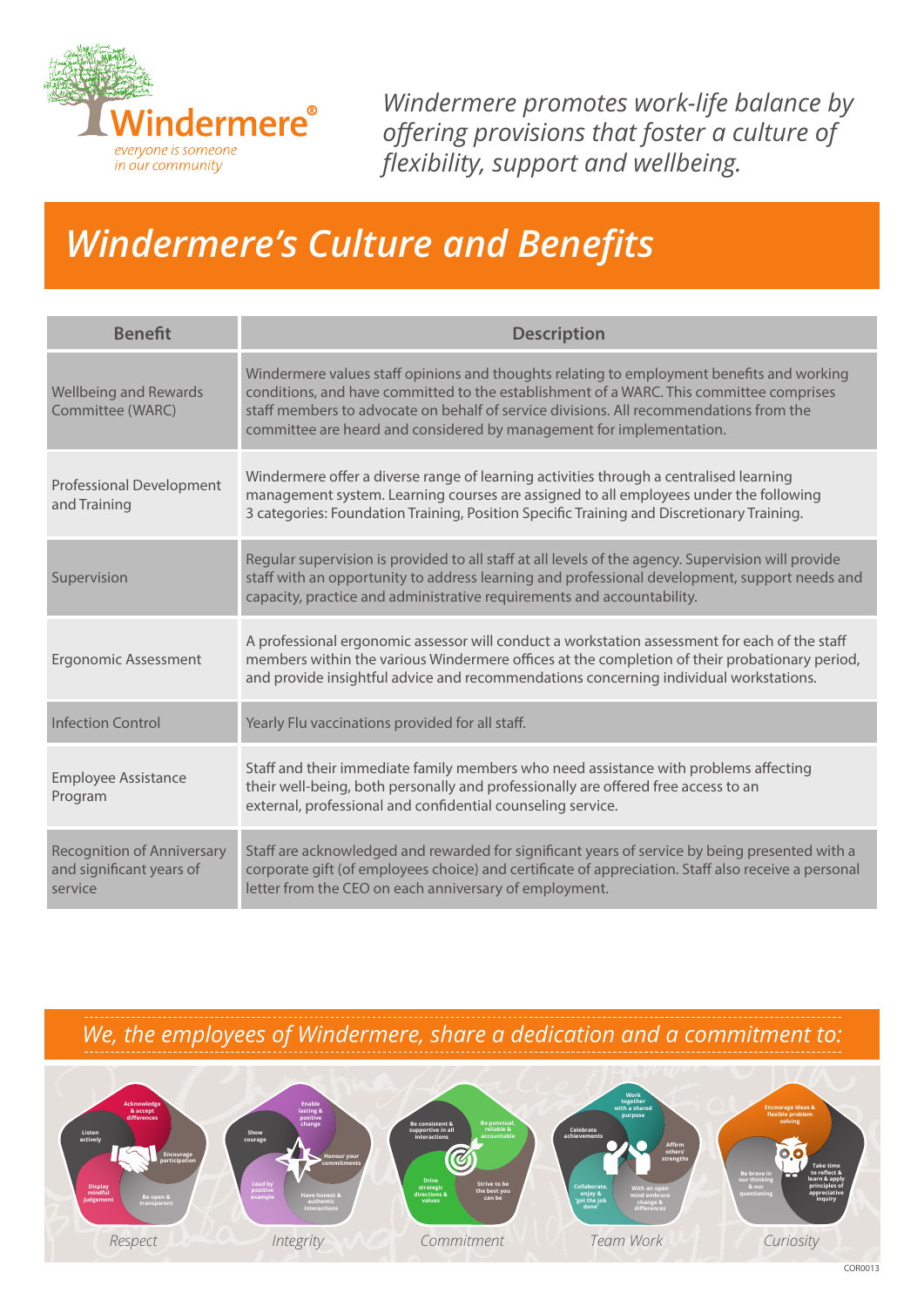Windermere®

everyone is someone in our community

*Windermere promotes work-life balance by offering provisions that foster a culture of flexibility, support and wellbeing.*

# *Windermere's Culture and Benefits*

| Benefit | Description |
|---|---|
| Wellbeing and Rewards Committee (WARC) | Windermere values staff opinions and thoughts relating to employment benefits and working conditions, and have committed to the establishment of a WARC. This committee comprises staff members to advocate on behalf of service divisions. All recommendations from the committee are heard and considered by management for implementation. |
| Professional Development and Training | Windermere offer a diverse range of learning activities through a centralised learning management system. Learning courses are assigned to all employees under the following 3 categories: Foundation Training, Position Specific Training and Discretionary Training. |
| Supervision | Regular supervision is provided to all staff at all levels of the agency. Supervision will provide staff with an opportunity to address learning and professional development, support needs and capacity, practice and administrative requirements and accountability. |
| Ergonomic Assessment | A professional ergonomic assessor will conduct a workstation assessment for each of the staff members within the various Windermere offices at the completion of their probationary period, and provide insightful advice and recommendations concerning individual workstations. |
| Infection Control | Yearly Flu vaccinations provided for all staff. |
| Employee Assistance Program | Staff and their immediate family members who need assistance with problems affecting their well-being, both personally and professionally are offered free access to an external, professional and confidential counseling service. |
| Recognition of Anniversary and significant years of service | Staff are acknowledged and rewarded for significant years of service by being presented with a corporate gift (of employees choice) and certificate of appreciation. Staff also receive a personal letter from the CEO on each anniversary of employment. |

## *We, the employees of Windermere, share a dedication and a commitment to:*

*Respect*
Acknowledge & accept differences
Listen actively
Encourage participation
Display mindful judgement
Be open & transparent

*Integrity*
Enable lasting & positive change
Show courage
Honour your commitments
Lead by positive example
Have honest & authentic interactions

*Commitment*
Be consistent & supportive in all interactions
Be punctual, reliable & accountable
Drive strategic directions & values
Strive to be the best you can be

*Team Work*
Work together with a shared purpose
Celebrate achievements
Affirm others' strengths
Collaborate, enjoy & 'get the job done'
With an open mind embrace change & differences

*Curiosity*
Encourage ideas & flexible problem solving
Be brave in our thinking & our questioning
Take time to reflect & learn & apply principles of appreciative inquiry

COR0013